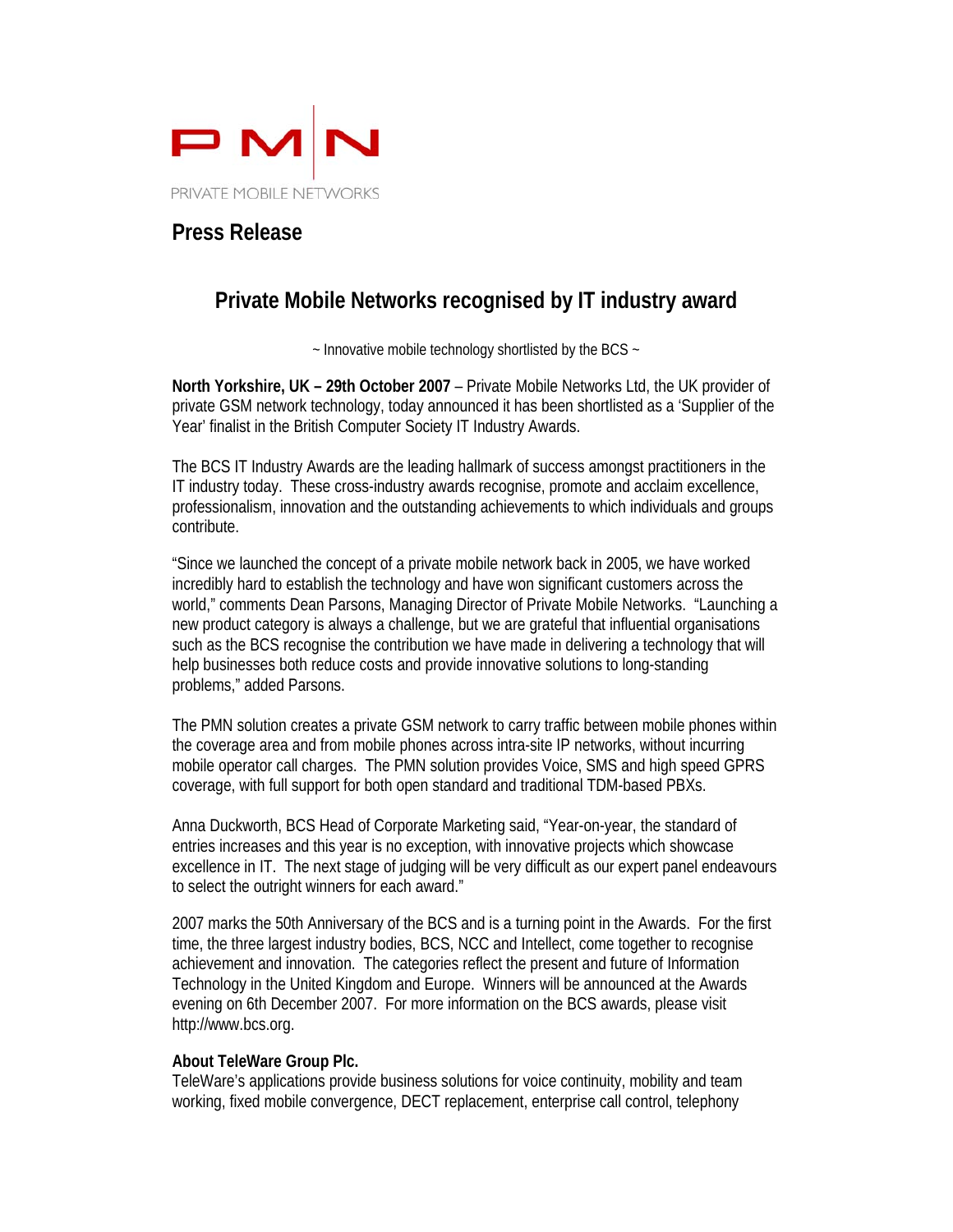PMN

PRIVATE MOBILE NETWORKS

## Press Release

# Private Mobile Networks recognised by IT industry award

~ Innovative mobile technology shortlisted by the BCS ~

**North Yorkshire, UK – 29th October 2007** – Private Mobile Networks Ltd, the UK provider of private GSM network technology, today announced it has been shortlisted as a 'Supplier of the Year' finalist in the British Computer Society IT Industry Awards.

The BCS IT Industry Awards are the leading hallmark of success amongst practitioners in the IT industry today. These cross-industry awards recognise, promote and acclaim excellence, professionalism, innovation and the outstanding achievements to which individuals and groups contribute.

"Since we launched the concept of a private mobile network back in 2005, we have worked incredibly hard to establish the technology and have won significant customers across the world," comments Dean Parsons, Managing Director of Private Mobile Networks. "Launching a new product category is always a challenge, but we are grateful that influential organisations such as the BCS recognise the contribution we have made in delivering a technology that will help businesses both reduce costs and provide innovative solutions to long-standing problems," added Parsons.

The PMN solution creates a private GSM network to carry traffic between mobile phones within the coverage area and from mobile phones across intra-site IP networks, without incurring mobile operator call charges. The PMN solution provides Voice, SMS and high speed GPRS coverage, with full support for both open standard and traditional TDM-based PBXs.

Anna Duckworth, BCS Head of Corporate Marketing said, "Year-on-year, the standard of entries increases and this year is no exception, with innovative projects which showcase excellence in IT. The next stage of judging will be very difficult as our expert panel endeavours to select the outright winners for each award."

2007 marks the 50th Anniversary of the BCS and is a turning point in the Awards. For the first time, the three largest industry bodies, BCS, NCC and Intellect, come together to recognise achievement and innovation. The categories reflect the present and future of Information Technology in the United Kingdom and Europe. Winners will be announced at the Awards evening on 6th December 2007. For more information on the BCS awards, please visit http://www.bcs.org.

**About TeleWare Group Plc.**

TeleWare's applications provide business solutions for voice continuity, mobility and team working, fixed mobile convergence, DECT replacement, enterprise call control, telephony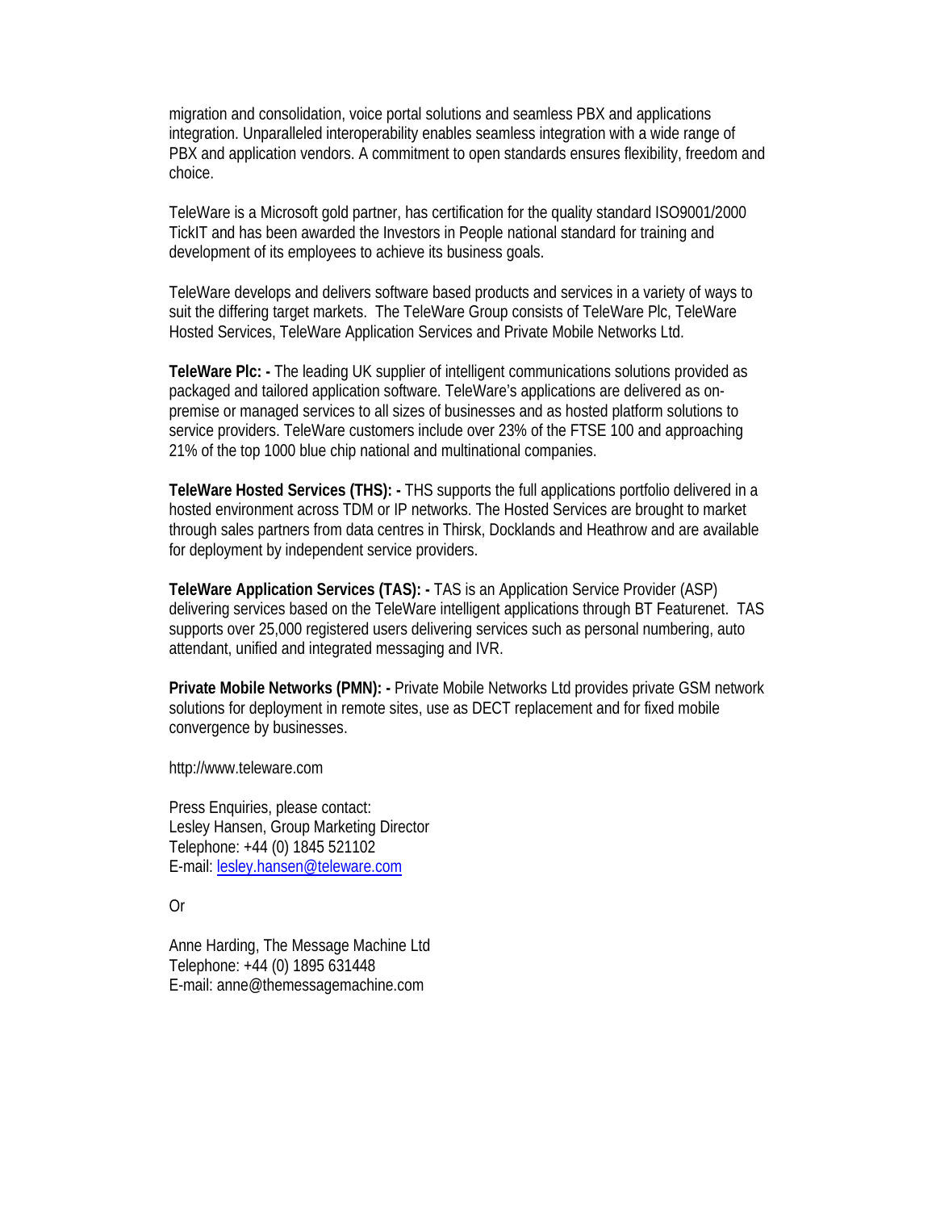migration and consolidation, voice portal solutions and seamless PBX and applications integration. Unparalleled interoperability enables seamless integration with a wide range of PBX and application vendors. A commitment to open standards ensures flexibility, freedom and choice.

TeleWare is a Microsoft gold partner, has certification for the quality standard ISO9001/2000 TickIT and has been awarded the Investors in People national standard for training and development of its employees to achieve its business goals.

TeleWare develops and delivers software based products and services in a variety of ways to suit the differing target markets. The TeleWare Group consists of TeleWare Plc, TeleWare Hosted Services, TeleWare Application Services and Private Mobile Networks Ltd.

**TeleWare Plc: -** The leading UK supplier of intelligent communications solutions provided as packaged and tailored application software. TeleWare's applications are delivered as on-premise or managed services to all sizes of businesses and as hosted platform solutions to service providers. TeleWare customers include over 23% of the FTSE 100 and approaching 21% of the top 1000 blue chip national and multinational companies.

**TeleWare Hosted Services (THS): -** THS supports the full applications portfolio delivered in a hosted environment across TDM or IP networks. The Hosted Services are brought to market through sales partners from data centres in Thirsk, Docklands and Heathrow and are available for deployment by independent service providers.

**TeleWare Application Services (TAS): -** TAS is an Application Service Provider (ASP) delivering services based on the TeleWare intelligent applications through BT Featurenet. TAS supports over 25,000 registered users delivering services such as personal numbering, auto attendant, unified and integrated messaging and IVR.

**Private Mobile Networks (PMN): -** Private Mobile Networks Ltd provides private GSM network solutions for deployment in remote sites, use as DECT replacement and for fixed mobile convergence by businesses.

http://www.teleware.com

Press Enquiries, please contact:
Lesley Hansen, Group Marketing Director
Telephone: +44 (0) 1845 521102
E-mail: lesley.hansen@teleware.com

Or

Anne Harding, The Message Machine Ltd
Telephone: +44 (0) 1895 631448
E-mail: anne@themessagemachine.com